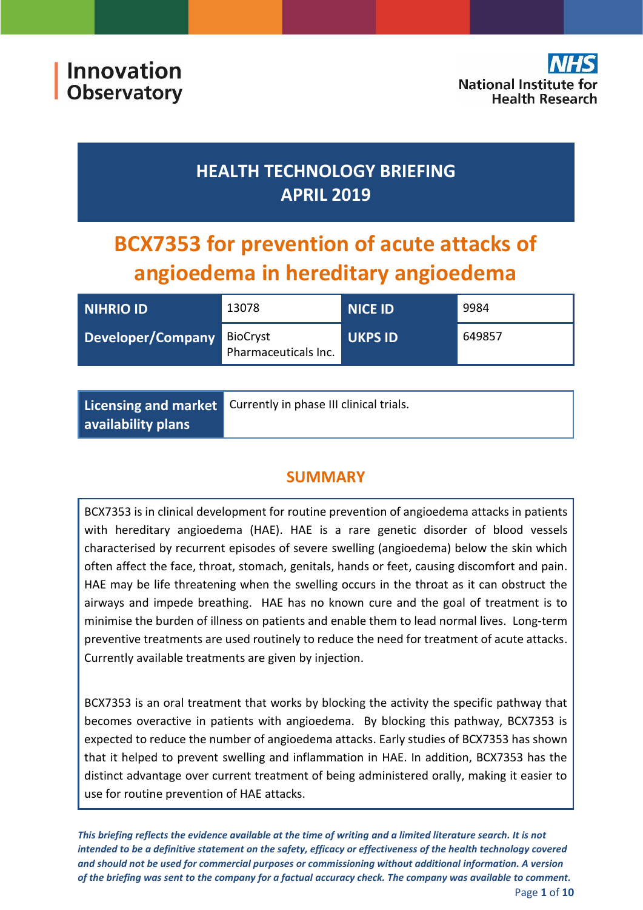Innovation Observatory

NHS National Institute for Health Research

# HEALTH TECHNOLOGY BRIEFING APRIL 2019

# BCX7353 for prevention of acute attacks of angioedema in hereditary angioedema

| NIHRIO ID | 13078 | NICE ID | 9984 |
|---|---|---|---|
| Developer/Company | BioCryst Pharmaceuticals Inc. | UKPS ID | 649857 |

| Licensing and market availability plans | Currently in phase III clinical trials. |
|---|---|

## SUMMARY

BCX7353 is in clinical development for routine prevention of angioedema attacks in patients with hereditary angioedema (HAE). HAE is a rare genetic disorder of blood vessels characterised by recurrent episodes of severe swelling (angioedema) below the skin which often affect the face, throat, stomach, genitals, hands or feet, causing discomfort and pain. HAE may be life threatening when the swelling occurs in the throat as it can obstruct the airways and impede breathing. HAE has no known cure and the goal of treatment is to minimise the burden of illness on patients and enable them to lead normal lives. Long-term preventive treatments are used routinely to reduce the need for treatment of acute attacks. Currently available treatments are given by injection.

BCX7353 is an oral treatment that works by blocking the activity the specific pathway that becomes overactive in patients with angioedema. By blocking this pathway, BCX7353 is expected to reduce the number of angioedema attacks. Early studies of BCX7353 has shown that it helped to prevent swelling and inflammation in HAE. In addition, BCX7353 has the distinct advantage over current treatment of being administered orally, making it easier to use for routine prevention of HAE attacks.

*This briefing reflects the evidence available at the time of writing and a limited literature search. It is not intended to be a definitive statement on the safety, efficacy or effectiveness of the health technology covered and should not be used for commercial purposes or commissioning without additional information. A version of the briefing was sent to the company for a factual accuracy check. The company was available to comment.*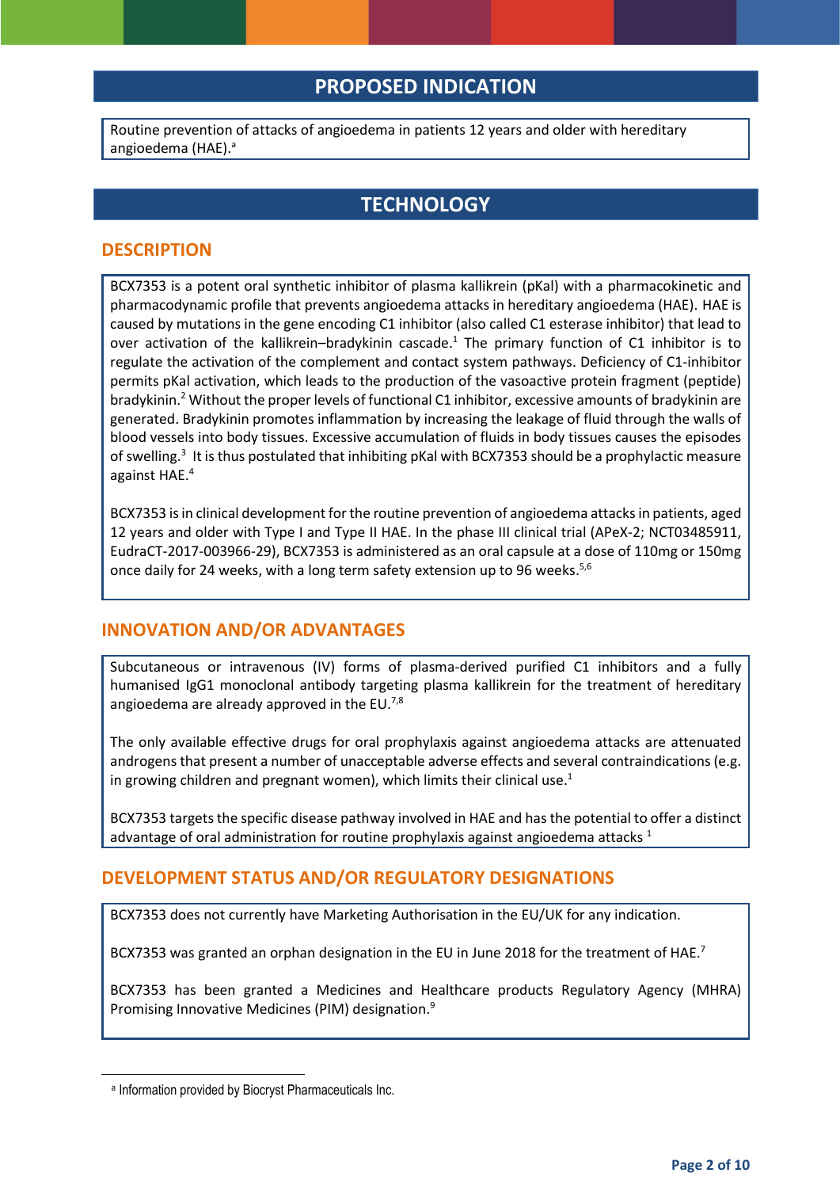## PROPOSED INDICATION

Routine prevention of attacks of angioedema in patients 12 years and older with hereditary angioedema (HAE).[a]

## TECHNOLOGY

### DESCRIPTION

BCX7353 is a potent oral synthetic inhibitor of plasma kallikrein (pKal) with a pharmacokinetic and pharmacodynamic profile that prevents angioedema attacks in hereditary angioedema (HAE). HAE is caused by mutations in the gene encoding C1 inhibitor (also called C1 esterase inhibitor) that lead to over activation of the kallikrein–bradykinin cascade.[1] The primary function of C1 inhibitor is to regulate the activation of the complement and contact system pathways. Deficiency of C1-inhibitor permits pKal activation, which leads to the production of the vasoactive protein fragment (peptide) bradykinin.[2] Without the proper levels of functional C1 inhibitor, excessive amounts of bradykinin are generated. Bradykinin promotes inflammation by increasing the leakage of fluid through the walls of blood vessels into body tissues. Excessive accumulation of fluids in body tissues causes the episodes of swelling.[3] It is thus postulated that inhibiting pKal with BCX7353 should be a prophylactic measure against HAE.[4]

BCX7353 is in clinical development for the routine prevention of angioedema attacks in patients, aged 12 years and older with Type I and Type II HAE. In the phase III clinical trial (APeX-2; NCT03485911, EudraCT-2017-003966-29), BCX7353 is administered as an oral capsule at a dose of 110mg or 150mg once daily for 24 weeks, with a long term safety extension up to 96 weeks.[5,6]

### INNOVATION AND/OR ADVANTAGES

Subcutaneous or intravenous (IV) forms of plasma-derived purified C1 inhibitors and a fully humanised IgG1 monoclonal antibody targeting plasma kallikrein for the treatment of hereditary angioedema are already approved in the EU.[7,8]

The only available effective drugs for oral prophylaxis against angioedema attacks are attenuated androgens that present a number of unacceptable adverse effects and several contraindications (e.g. in growing children and pregnant women), which limits their clinical use.[1]

BCX7353 targets the specific disease pathway involved in HAE and has the potential to offer a distinct advantage of oral administration for routine prophylaxis against angioedema attacks [1]

### DEVELOPMENT STATUS AND/OR REGULATORY DESIGNATIONS

BCX7353 does not currently have Marketing Authorisation in the EU/UK for any indication.

BCX7353 was granted an orphan designation in the EU in June 2018 for the treatment of HAE.[7]

BCX7353 has been granted a Medicines and Healthcare products Regulatory Agency (MHRA) Promising Innovative Medicines (PIM) designation.[9]

---

[a] Information provided by Biocryst Pharmaceuticals Inc.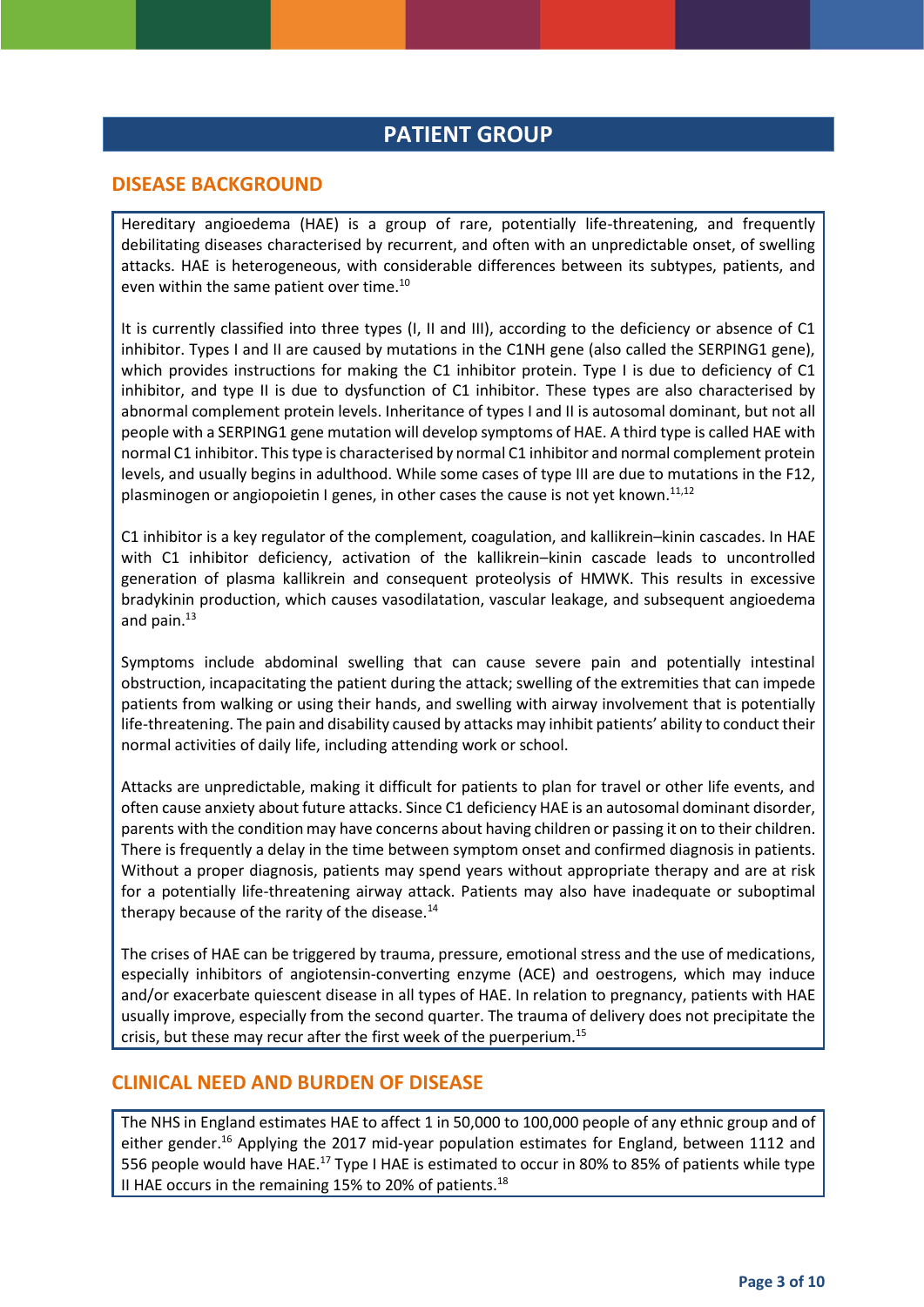# PATIENT GROUP

## DISEASE BACKGROUND

Hereditary angioedema (HAE) is a group of rare, potentially life-threatening, and frequently debilitating diseases characterised by recurrent, and often with an unpredictable onset, of swelling attacks. HAE is heterogeneous, with considerable differences between its subtypes, patients, and even within the same patient over time.[10]

It is currently classified into three types (I, II and III), according to the deficiency or absence of C1 inhibitor. Types I and II are caused by mutations in the C1NH gene (also called the SERPING1 gene), which provides instructions for making the C1 inhibitor protein. Type I is due to deficiency of C1 inhibitor, and type II is due to dysfunction of C1 inhibitor. These types are also characterised by abnormal complement protein levels. Inheritance of types I and II is autosomal dominant, but not all people with a SERPING1 gene mutation will develop symptoms of HAE. A third type is called HAE with normal C1 inhibitor. This type is characterised by normal C1 inhibitor and normal complement protein levels, and usually begins in adulthood. While some cases of type III are due to mutations in the F12, plasminogen or angiopoietin I genes, in other cases the cause is not yet known.[11,12]

C1 inhibitor is a key regulator of the complement, coagulation, and kallikrein–kinin cascades. In HAE with C1 inhibitor deficiency, activation of the kallikrein–kinin cascade leads to uncontrolled generation of plasma kallikrein and consequent proteolysis of HMWK. This results in excessive bradykinin production, which causes vasodilatation, vascular leakage, and subsequent angioedema and pain.[13]

Symptoms include abdominal swelling that can cause severe pain and potentially intestinal obstruction, incapacitating the patient during the attack; swelling of the extremities that can impede patients from walking or using their hands, and swelling with airway involvement that is potentially life-threatening. The pain and disability caused by attacks may inhibit patients' ability to conduct their normal activities of daily life, including attending work or school.

Attacks are unpredictable, making it difficult for patients to plan for travel or other life events, and often cause anxiety about future attacks. Since C1 deficiency HAE is an autosomal dominant disorder, parents with the condition may have concerns about having children or passing it on to their children. There is frequently a delay in the time between symptom onset and confirmed diagnosis in patients. Without a proper diagnosis, patients may spend years without appropriate therapy and are at risk for a potentially life-threatening airway attack. Patients may also have inadequate or suboptimal therapy because of the rarity of the disease.[14]

The crises of HAE can be triggered by trauma, pressure, emotional stress and the use of medications, especially inhibitors of angiotensin-converting enzyme (ACE) and oestrogens, which may induce and/or exacerbate quiescent disease in all types of HAE. In relation to pregnancy, patients with HAE usually improve, especially from the second quarter. The trauma of delivery does not precipitate the crisis, but these may recur after the first week of the puerperium.[15]

## CLINICAL NEED AND BURDEN OF DISEASE

The NHS in England estimates HAE to affect 1 in 50,000 to 100,000 people of any ethnic group and of either gender.[16] Applying the 2017 mid-year population estimates for England, between 1112 and 556 people would have HAE.[17] Type I HAE is estimated to occur in 80% to 85% of patients while type II HAE occurs in the remaining 15% to 20% of patients.[18]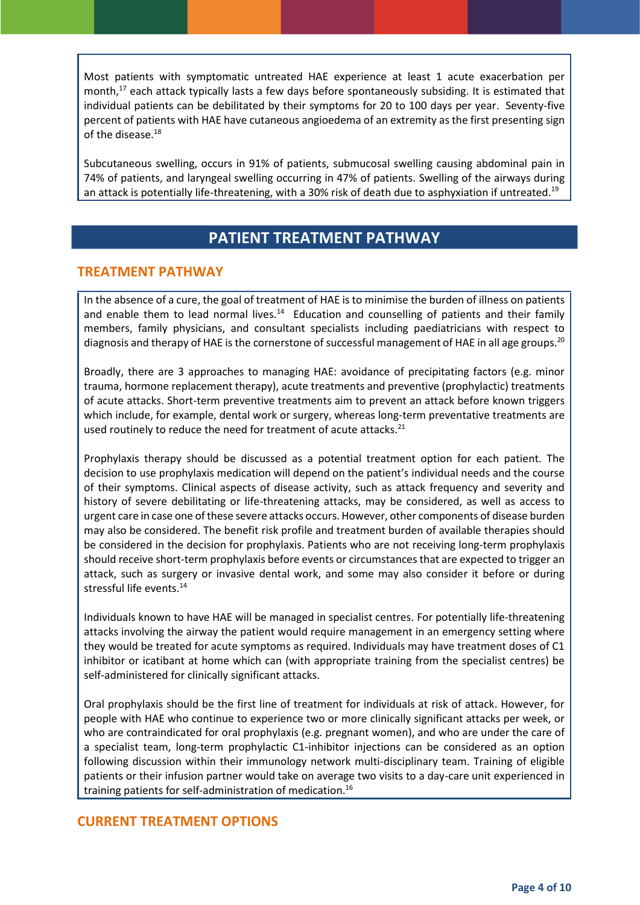Most patients with symptomatic untreated HAE experience at least 1 acute exacerbation per month,[17] each attack typically lasts a few days before spontaneously subsiding. It is estimated that individual patients can be debilitated by their symptoms for 20 to 100 days per year. Seventy-five percent of patients with HAE have cutaneous angioedema of an extremity as the first presenting sign of the disease.[18]

Subcutaneous swelling, occurs in 91% of patients, submucosal swelling causing abdominal pain in 74% of patients, and laryngeal swelling occurring in 47% of patients. Swelling of the airways during an attack is potentially life-threatening, with a 30% risk of death due to asphyxiation if untreated.[19]

# PATIENT TREATMENT PATHWAY

## TREATMENT PATHWAY

In the absence of a cure, the goal of treatment of HAE is to minimise the burden of illness on patients and enable them to lead normal lives.[14] Education and counselling of patients and their family members, family physicians, and consultant specialists including paediatricians with respect to diagnosis and therapy of HAE is the cornerstone of successful management of HAE in all age groups.[20]

Broadly, there are 3 approaches to managing HAE: avoidance of precipitating factors (e.g. minor trauma, hormone replacement therapy), acute treatments and preventive (prophylactic) treatments of acute attacks. Short-term preventive treatments aim to prevent an attack before known triggers which include, for example, dental work or surgery, whereas long-term preventative treatments are used routinely to reduce the need for treatment of acute attacks.[21]

Prophylaxis therapy should be discussed as a potential treatment option for each patient. The decision to use prophylaxis medication will depend on the patient's individual needs and the course of their symptoms. Clinical aspects of disease activity, such as attack frequency and severity and history of severe debilitating or life-threatening attacks, may be considered, as well as access to urgent care in case one of these severe attacks occurs. However, other components of disease burden may also be considered. The benefit risk profile and treatment burden of available therapies should be considered in the decision for prophylaxis. Patients who are not receiving long-term prophylaxis should receive short-term prophylaxis before events or circumstances that are expected to trigger an attack, such as surgery or invasive dental work, and some may also consider it before or during stressful life events.[14]

Individuals known to have HAE will be managed in specialist centres. For potentially life-threatening attacks involving the airway the patient would require management in an emergency setting where they would be treated for acute symptoms as required. Individuals may have treatment doses of C1 inhibitor or icatibant at home which can (with appropriate training from the specialist centres) be self-administered for clinically significant attacks.

Oral prophylaxis should be the first line of treatment for individuals at risk of attack. However, for people with HAE who continue to experience two or more clinically significant attacks per week, or who are contraindicated for oral prophylaxis (e.g. pregnant women), and who are under the care of a specialist team, long-term prophylactic C1-inhibitor injections can be considered as an option following discussion within their immunology network multi-disciplinary team. Training of eligible patients or their infusion partner would take on average two visits to a day-care unit experienced in training patients for self-administration of medication.[16]

## CURRENT TREATMENT OPTIONS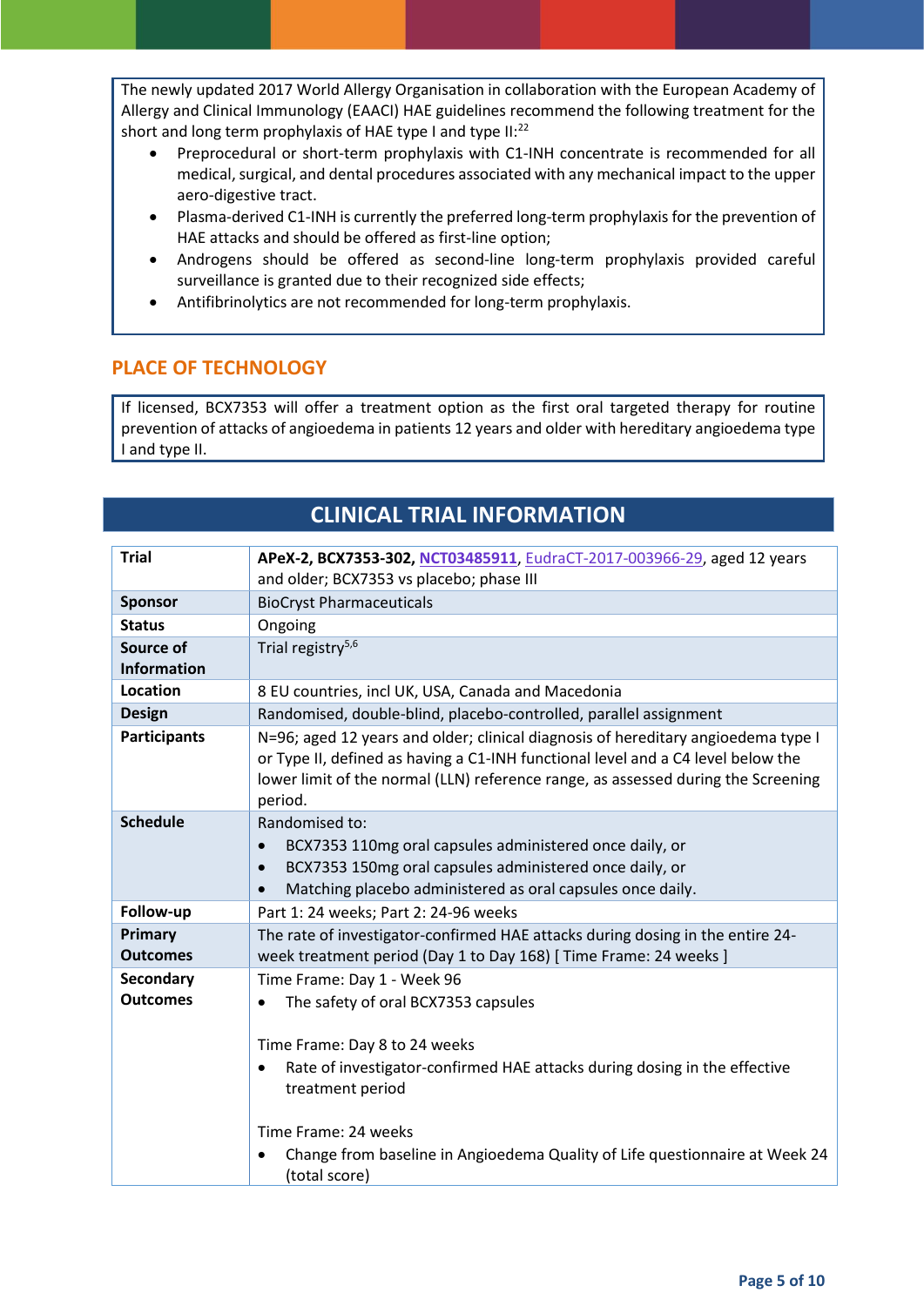The newly updated 2017 World Allergy Organisation in collaboration with the European Academy of Allergy and Clinical Immunology (EAACI) HAE guidelines recommend the following treatment for the short and long term prophylaxis of HAE type I and type II:[22]

- Preprocedural or short-term prophylaxis with C1-INH concentrate is recommended for all medical, surgical, and dental procedures associated with any mechanical impact to the upper aero-digestive tract.
- Plasma-derived C1-INH is currently the preferred long-term prophylaxis for the prevention of HAE attacks and should be offered as first-line option;
- Androgens should be offered as second-line long-term prophylaxis provided careful surveillance is granted due to their recognized side effects;
- Antifibrinolytics are not recommended for long-term prophylaxis.

## PLACE OF TECHNOLOGY

If licensed, BCX7353 will offer a treatment option as the first oral targeted therapy for routine prevention of attacks of angioedema in patients 12 years and older with hereditary angioedema type I and type II.

## CLINICAL TRIAL INFORMATION

| | |
|---|---|
| **Trial** | **APeX-2, BCX7353-302, NCT03485911**, EudraCT-2017-003966-29, aged 12 years and older; BCX7353 vs placebo; phase III |
| **Sponsor** | BioCryst Pharmaceuticals |
| **Status** | Ongoing |
| **Source of Information** | Trial registry[5,6] |
| **Location** | 8 EU countries, incl UK, USA, Canada and Macedonia |
| **Design** | Randomised, double-blind, placebo-controlled, parallel assignment |
| **Participants** | N=96; aged 12 years and older; clinical diagnosis of hereditary angioedema type I or Type II, defined as having a C1-INH functional level and a C4 level below the lower limit of the normal (LLN) reference range, as assessed during the Screening period. |
| **Schedule** | Randomised to: <br>• BCX7353 110mg oral capsules administered once daily, or <br>• BCX7353 150mg oral capsules administered once daily, or <br>• Matching placebo administered as oral capsules once daily. |
| **Follow-up** | Part 1: 24 weeks; Part 2: 24-96 weeks |
| **Primary Outcomes** | The rate of investigator-confirmed HAE attacks during dosing in the entire 24-week treatment period (Day 1 to Day 168) [ Time Frame: 24 weeks ] |
| **Secondary Outcomes** | Time Frame: Day 1 - Week 96 <br>• The safety of oral BCX7353 capsules <br><br>Time Frame: Day 8 to 24 weeks <br>• Rate of investigator-confirmed HAE attacks during dosing in the effective treatment period <br><br>Time Frame: 24 weeks <br>• Change from baseline in Angioedema Quality of Life questionnaire at Week 24 (total score) |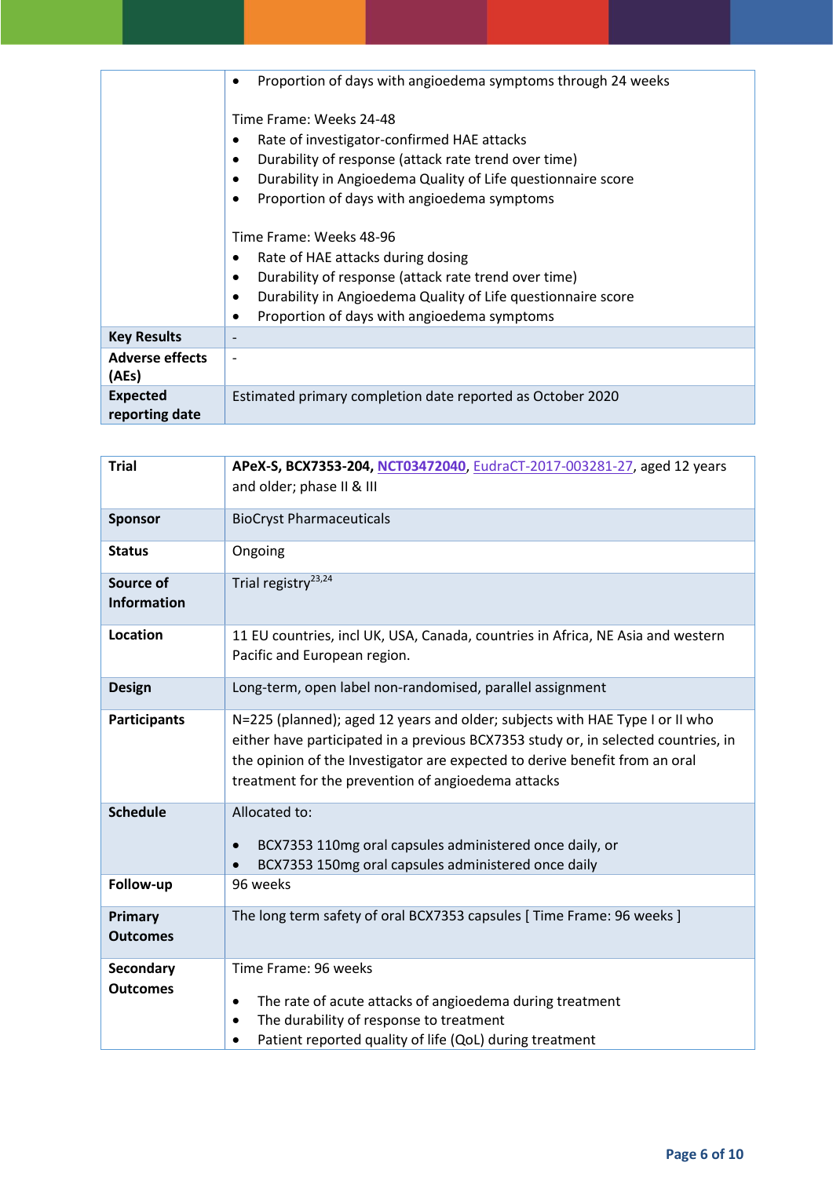| | |
|---|---|
| | • Proportion of days with angioedema symptoms through 24 weeks<br><br>Time Frame: Weeks 24-48<br>• Rate of investigator-confirmed HAE attacks<br>• Durability of response (attack rate trend over time)<br>• Durability in Angioedema Quality of Life questionnaire score<br>• Proportion of days with angioedema symptoms<br><br>Time Frame: Weeks 48-96<br>• Rate of HAE attacks during dosing<br>• Durability of response (attack rate trend over time)<br>• Durability in Angioedema Quality of Life questionnaire score<br>• Proportion of days with angioedema symptoms |
| **Key Results** | - |
| **Adverse effects (AEs)** | - |
| **Expected reporting date** | Estimated primary completion date reported as October 2020 |

| | |
|---|---|
| **Trial** | **APeX-S, BCX7353-204, NCT03472040**, EudraCT-2017-003281-27, aged 12 years and older; phase II & III |
| **Sponsor** | BioCryst Pharmaceuticals |
| **Status** | Ongoing |
| **Source of Information** | Trial registry[23,24] |
| **Location** | 11 EU countries, incl UK, USA, Canada, countries in Africa, NE Asia and western Pacific and European region. |
| **Design** | Long-term, open label non-randomised, parallel assignment |
| **Participants** | N=225 (planned); aged 12 years and older; subjects with HAE Type I or II who either have participated in a previous BCX7353 study or, in selected countries, in the opinion of the Investigator are expected to derive benefit from an oral treatment for the prevention of angioedema attacks |
| **Schedule** | Allocated to:<br><br>• BCX7353 110mg oral capsules administered once daily, or<br>• BCX7353 150mg oral capsules administered once daily |
| **Follow-up** | 96 weeks |
| **Primary Outcomes** | The long term safety of oral BCX7353 capsules [ Time Frame: 96 weeks ] |
| **Secondary Outcomes** | Time Frame: 96 weeks<br><br>• The rate of acute attacks of angioedema during treatment<br>• The durability of response to treatment<br>• Patient reported quality of life (QoL) during treatment |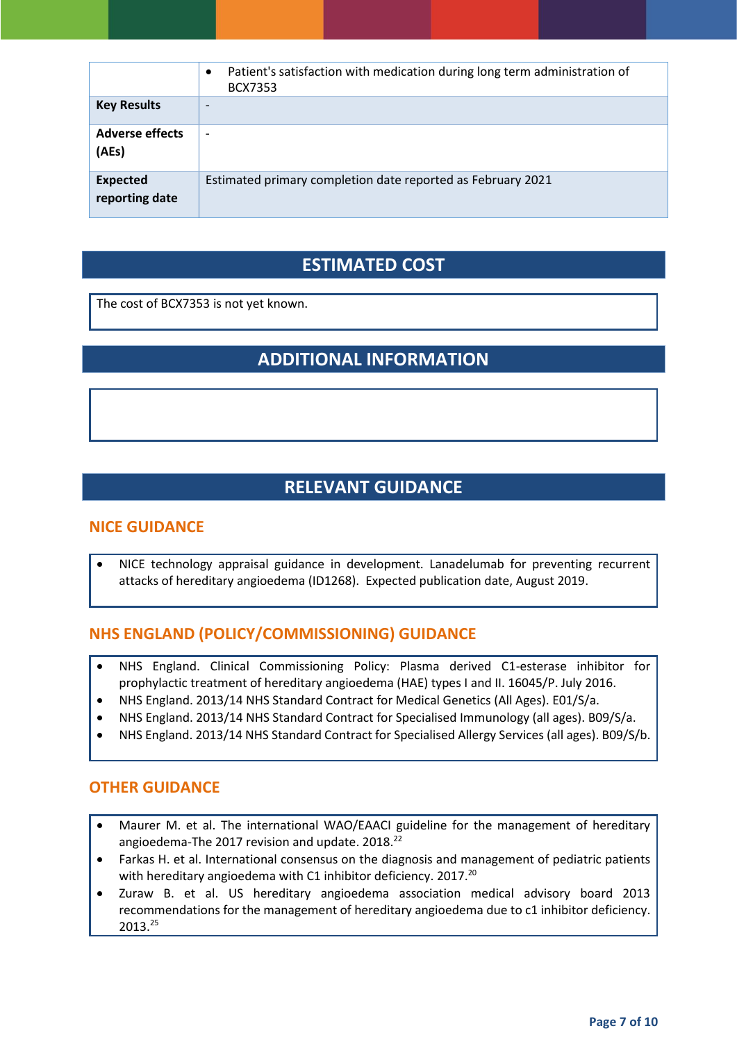| | |
|---|---|
| | • Patient's satisfaction with medication during long term administration of BCX7353 |
| **Key Results** | - |
| **Adverse effects (AEs)** | - |
| **Expected reporting date** | Estimated primary completion date reported as February 2021 |

## ESTIMATED COST

The cost of BCX7353 is not yet known.

## ADDITIONAL INFORMATION

## RELEVANT GUIDANCE

### NICE GUIDANCE

- NICE technology appraisal guidance in development. Lanadelumab for preventing recurrent attacks of hereditary angioedema (ID1268). Expected publication date, August 2019.

### NHS ENGLAND (POLICY/COMMISSIONING) GUIDANCE

- NHS England. Clinical Commissioning Policy: Plasma derived C1-esterase inhibitor for prophylactic treatment of hereditary angioedema (HAE) types I and II. 16045/P. July 2016.
- NHS England. 2013/14 NHS Standard Contract for Medical Genetics (All Ages). E01/S/a.
- NHS England. 2013/14 NHS Standard Contract for Specialised Immunology (all ages). B09/S/a.
- NHS England. 2013/14 NHS Standard Contract for Specialised Allergy Services (all ages). B09/S/b.

### OTHER GUIDANCE

- Maurer M. et al. The international WAO/EAACI guideline for the management of hereditary angioedema-The 2017 revision and update. 2018.[22]
- Farkas H. et al. International consensus on the diagnosis and management of pediatric patients with hereditary angioedema with C1 inhibitor deficiency. 2017.[20]
- Zuraw B. et al. US hereditary angioedema association medical advisory board 2013 recommendations for the management of hereditary angioedema due to c1 inhibitor deficiency. 2013.[25]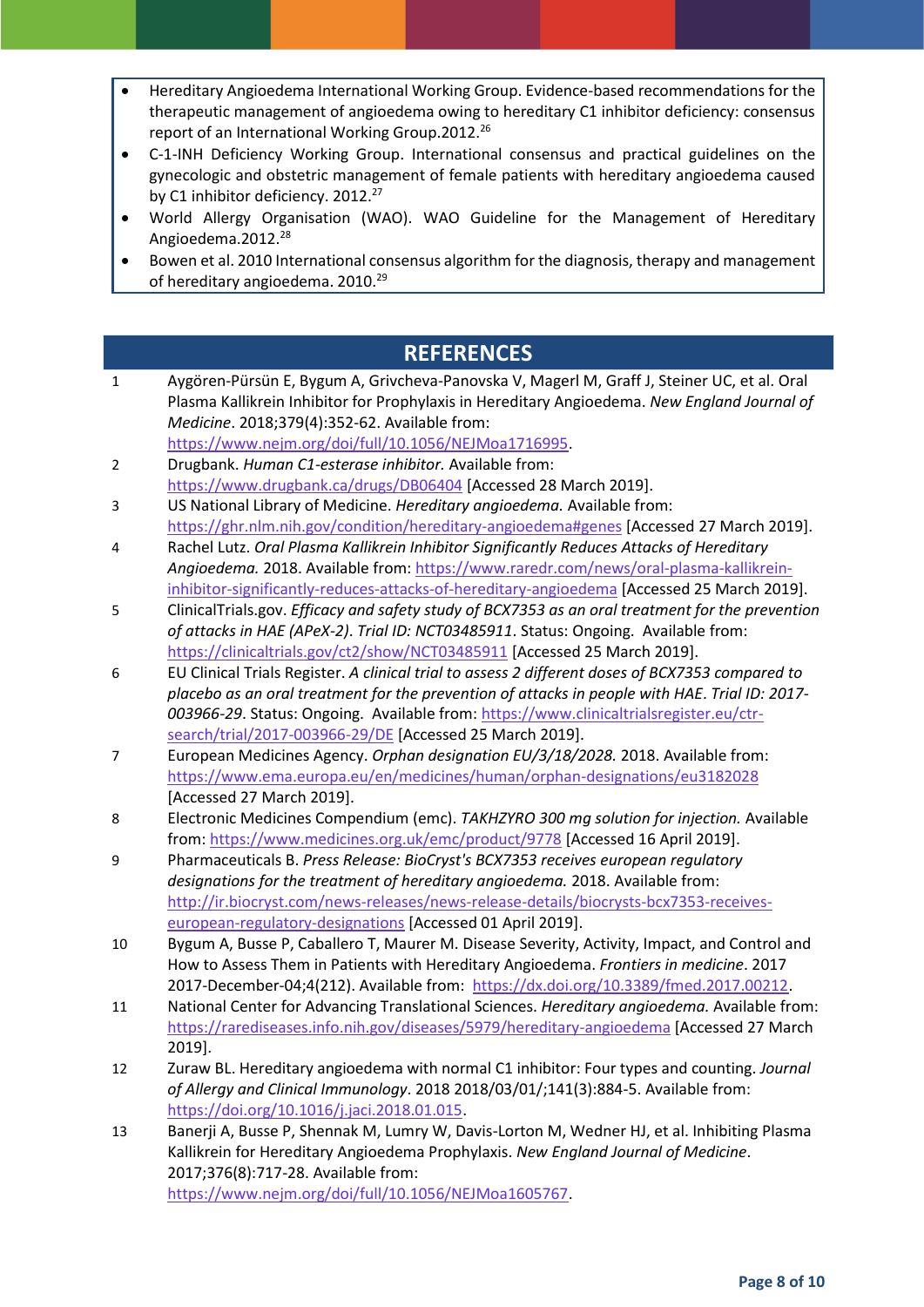- Hereditary Angioedema International Working Group. Evidence-based recommendations for the therapeutic management of angioedema owing to hereditary C1 inhibitor deficiency: consensus report of an International Working Group.2012.[26]
- C-1-INH Deficiency Working Group. International consensus and practical guidelines on the gynecologic and obstetric management of female patients with hereditary angioedema caused by C1 inhibitor deficiency. 2012.[27]
- World Allergy Organisation (WAO). WAO Guideline for the Management of Hereditary Angioedema.2012.[28]
- Bowen et al. 2010 International consensus algorithm for the diagnosis, therapy and management of hereditary angioedema. 2010.[29]

## REFERENCES

1. Aygören-Pürsün E, Bygum A, Grivcheva-Panovska V, Magerl M, Graff J, Steiner UC, et al. Oral Plasma Kallikrein Inhibitor for Prophylaxis in Hereditary Angioedema. *New England Journal of Medicine*. 2018;379(4):352-62. Available from: https://www.nejm.org/doi/full/10.1056/NEJMoa1716995.
2. Drugbank. *Human C1-esterase inhibitor.* Available from: https://www.drugbank.ca/drugs/DB06404 [Accessed 28 March 2019].
3. US National Library of Medicine. *Hereditary angioedema.* Available from: https://ghr.nlm.nih.gov/condition/hereditary-angioedema#genes [Accessed 27 March 2019].
4. Rachel Lutz. *Oral Plasma Kallikrein Inhibitor Significantly Reduces Attacks of Hereditary Angioedema.* 2018. Available from: https://www.raredr.com/news/oral-plasma-kallikrein-inhibitor-significantly-reduces-attacks-of-hereditary-angioedema [Accessed 25 March 2019].
5. ClinicalTrials.gov. *Efficacy and safety study of BCX7353 as an oral treatment for the prevention of attacks in HAE (APeX-2). Trial ID: NCT03485911*. Status: Ongoing. Available from: https://clinicaltrials.gov/ct2/show/NCT03485911 [Accessed 25 March 2019].
6. EU Clinical Trials Register. *A clinical trial to assess 2 different doses of BCX7353 compared to placebo as an oral treatment for the prevention of attacks in people with HAE. Trial ID: 2017-003966-29*. Status: Ongoing. Available from: https://www.clinicaltrialsregister.eu/ctr-search/trial/2017-003966-29/DE [Accessed 25 March 2019].
7. European Medicines Agency. *Orphan designation EU/3/18/2028.* 2018. Available from: https://www.ema.europa.eu/en/medicines/human/orphan-designations/eu3182028 [Accessed 27 March 2019].
8. Electronic Medicines Compendium (emc). *TAKHZYRO 300 mg solution for injection.* Available from: https://www.medicines.org.uk/emc/product/9778 [Accessed 16 April 2019].
9. Pharmaceuticals B. *Press Release: BioCryst's BCX7353 receives european regulatory designations for the treatment of hereditary angioedema.* 2018. Available from: http://ir.biocryst.com/news-releases/news-release-details/biocrysts-bcx7353-receives-european-regulatory-designations [Accessed 01 April 2019].
10. Bygum A, Busse P, Caballero T, Maurer M. Disease Severity, Activity, Impact, and Control and How to Assess Them in Patients with Hereditary Angioedema. *Frontiers in medicine*. 2017 2017-December-04;4(212). Available from: https://dx.doi.org/10.3389/fmed.2017.00212.
11. National Center for Advancing Translational Sciences. *Hereditary angioedema.* Available from: https://rarediseases.info.nih.gov/diseases/5979/hereditary-angioedema [Accessed 27 March 2019].
12. Zuraw BL. Hereditary angioedema with normal C1 inhibitor: Four types and counting. *Journal of Allergy and Clinical Immunology*. 2018 2018/03/01/;141(3):884-5. Available from: https://doi.org/10.1016/j.jaci.2018.01.015.
13. Banerji A, Busse P, Shennak M, Lumry W, Davis-Lorton M, Wedner HJ, et al. Inhibiting Plasma Kallikrein for Hereditary Angioedema Prophylaxis. *New England Journal of Medicine*. 2017;376(8):717-28. Available from: https://www.nejm.org/doi/full/10.1056/NEJMoa1605767.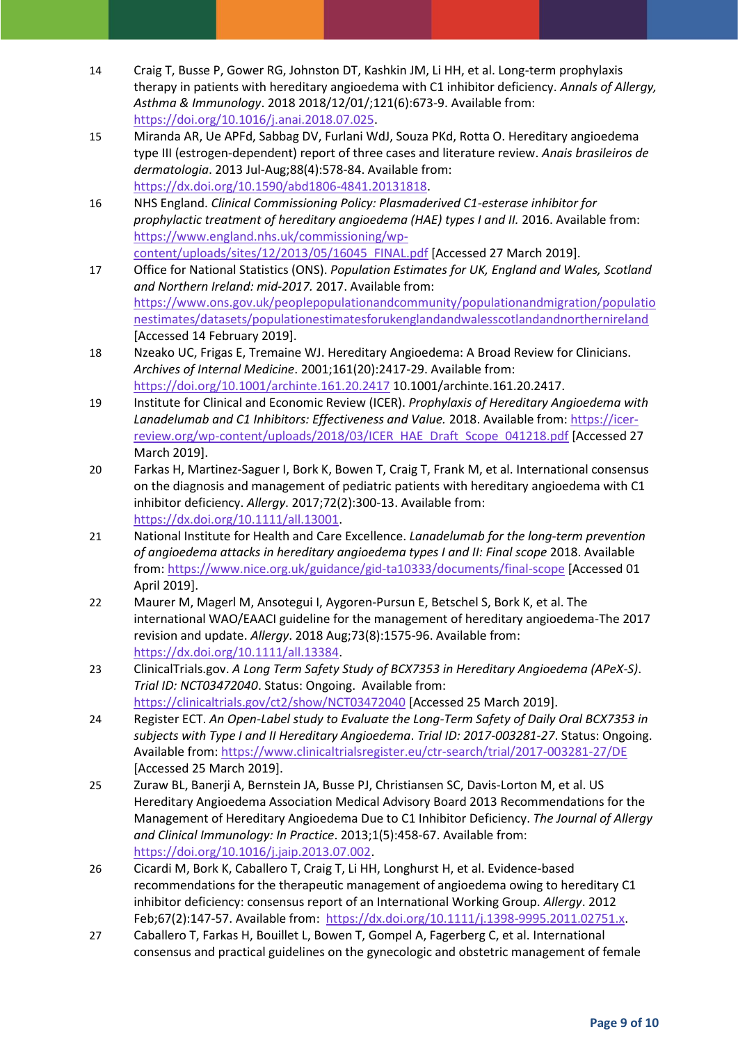14 Craig T, Busse P, Gower RG, Johnston DT, Kashkin JM, Li HH, et al. Long-term prophylaxis therapy in patients with hereditary angioedema with C1 inhibitor deficiency. *Annals of Allergy, Asthma & Immunology*. 2018 2018/12/01/;121(6):673-9. Available from: https://doi.org/10.1016/j.anai.2018.07.025.

15 Miranda AR, Ue APFd, Sabbag DV, Furlani WdJ, Souza PKd, Rotta O. Hereditary angioedema type III (estrogen-dependent) report of three cases and literature review. *Anais brasileiros de dermatologia*. 2013 Jul-Aug;88(4):578-84. Available from: https://dx.doi.org/10.1590/abd1806-4841.20131818.

16 NHS England. *Clinical Commissioning Policy: Plasmaderived C1-esterase inhibitor for prophylactic treatment of hereditary angioedema (HAE) types I and II.* 2016. Available from: https://www.england.nhs.uk/commissioning/wp-content/uploads/sites/12/2013/05/16045_FINAL.pdf [Accessed 27 March 2019].

17 Office for National Statistics (ONS). *Population Estimates for UK, England and Wales, Scotland and Northern Ireland: mid-2017.* 2017. Available from: https://www.ons.gov.uk/peoplepopulationandcommunity/populationandmigration/populationestimates/datasets/populationestimatesforukenglandandwalesscotlandandnorthernireland [Accessed 14 February 2019].

18 Nzeako UC, Frigas E, Tremaine WJ. Hereditary Angioedema: A Broad Review for Clinicians. *Archives of Internal Medicine*. 2001;161(20):2417-29. Available from: https://doi.org/10.1001/archinte.161.20.2417 10.1001/archinte.161.20.2417.

19 Institute for Clinical and Economic Review (ICER). *Prophylaxis of Hereditary Angioedema with Lanadelumab and C1 Inhibitors: Effectiveness and Value.* 2018. Available from: https://icer-review.org/wp-content/uploads/2018/03/ICER_HAE_Draft_Scope_041218.pdf [Accessed 27 March 2019].

20 Farkas H, Martinez-Saguer I, Bork K, Bowen T, Craig T, Frank M, et al. International consensus on the diagnosis and management of pediatric patients with hereditary angioedema with C1 inhibitor deficiency. *Allergy*. 2017;72(2):300-13. Available from: https://dx.doi.org/10.1111/all.13001.

21 National Institute for Health and Care Excellence. *Lanadelumab for the long-term prevention of angioedema attacks in hereditary angioedema types I and II: Final scope* 2018. Available from: https://www.nice.org.uk/guidance/gid-ta10333/documents/final-scope [Accessed 01 April 2019].

22 Maurer M, Magerl M, Ansotegui I, Aygoren-Pursun E, Betschel S, Bork K, et al. The international WAO/EAACI guideline for the management of hereditary angioedema-The 2017 revision and update. *Allergy*. 2018 Aug;73(8):1575-96. Available from: https://dx.doi.org/10.1111/all.13384.

23 ClinicalTrials.gov. *A Long Term Safety Study of BCX7353 in Hereditary Angioedema (APeX-S). Trial ID: NCT03472040*. Status: Ongoing. Available from: https://clinicaltrials.gov/ct2/show/NCT03472040 [Accessed 25 March 2019].

24 Register ECT. *An Open-Label study to Evaluate the Long-Term Safety of Daily Oral BCX7353 in subjects with Type I and II Hereditary Angioedema*. *Trial ID: 2017-003281-27*. Status: Ongoing. Available from: https://www.clinicaltrialsregister.eu/ctr-search/trial/2017-003281-27/DE [Accessed 25 March 2019].

25 Zuraw BL, Banerji A, Bernstein JA, Busse PJ, Christiansen SC, Davis-Lorton M, et al. US Hereditary Angioedema Association Medical Advisory Board 2013 Recommendations for the Management of Hereditary Angioedema Due to C1 Inhibitor Deficiency. *The Journal of Allergy and Clinical Immunology: In Practice*. 2013;1(5):458-67. Available from: https://doi.org/10.1016/j.jaip.2013.07.002.

26 Cicardi M, Bork K, Caballero T, Craig T, Li HH, Longhurst H, et al. Evidence-based recommendations for the therapeutic management of angioedema owing to hereditary C1 inhibitor deficiency: consensus report of an International Working Group. *Allergy*. 2012 Feb;67(2):147-57. Available from: https://dx.doi.org/10.1111/j.1398-9995.2011.02751.x.

27 Caballero T, Farkas H, Bouillet L, Bowen T, Gompel A, Fagerberg C, et al. International consensus and practical guidelines on the gynecologic and obstetric management of female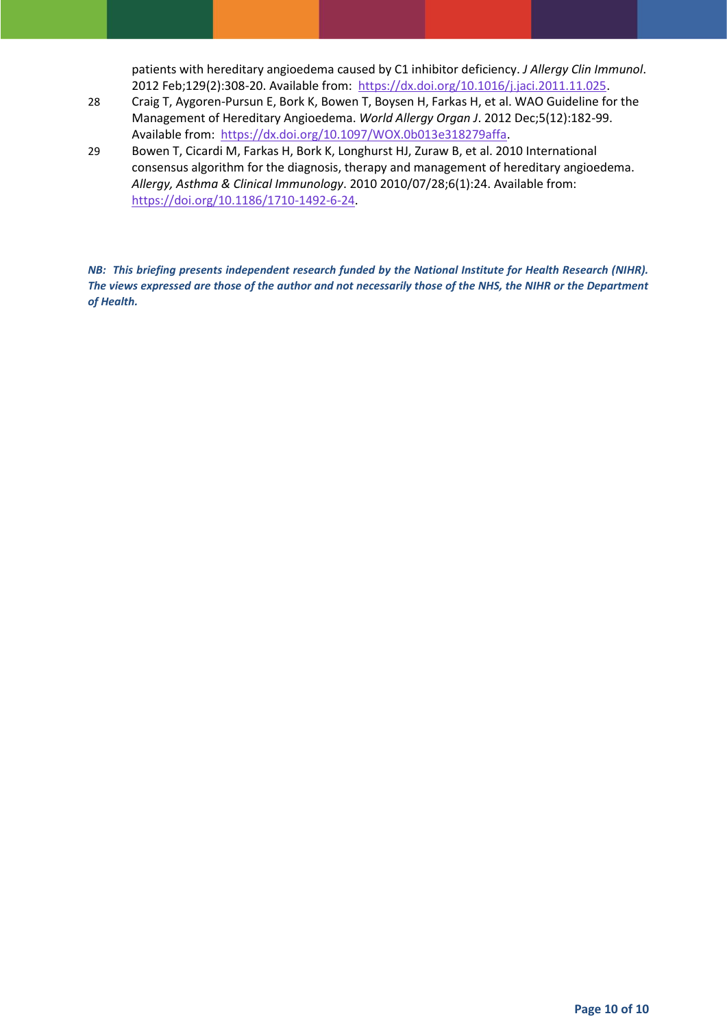patients with hereditary angioedema caused by C1 inhibitor deficiency. *J Allergy Clin Immunol*. 2012 Feb;129(2):308-20. Available from: https://dx.doi.org/10.1016/j.jaci.2011.11.025.

28 Craig T, Aygoren-Pursun E, Bork K, Bowen T, Boysen H, Farkas H, et al. WAO Guideline for the Management of Hereditary Angioedema. *World Allergy Organ J*. 2012 Dec;5(12):182-99. Available from: https://dx.doi.org/10.1097/WOX.0b013e318279affa.

29 Bowen T, Cicardi M, Farkas H, Bork K, Longhurst HJ, Zuraw B, et al. 2010 International consensus algorithm for the diagnosis, therapy and management of hereditary angioedema. *Allergy, Asthma & Clinical Immunology*. 2010 2010/07/28;6(1):24. Available from: https://doi.org/10.1186/1710-1492-6-24.

***NB: This briefing presents independent research funded by the National Institute for Health Research (NIHR). The views expressed are those of the author and not necessarily those of the NHS, the NIHR or the Department of Health.***